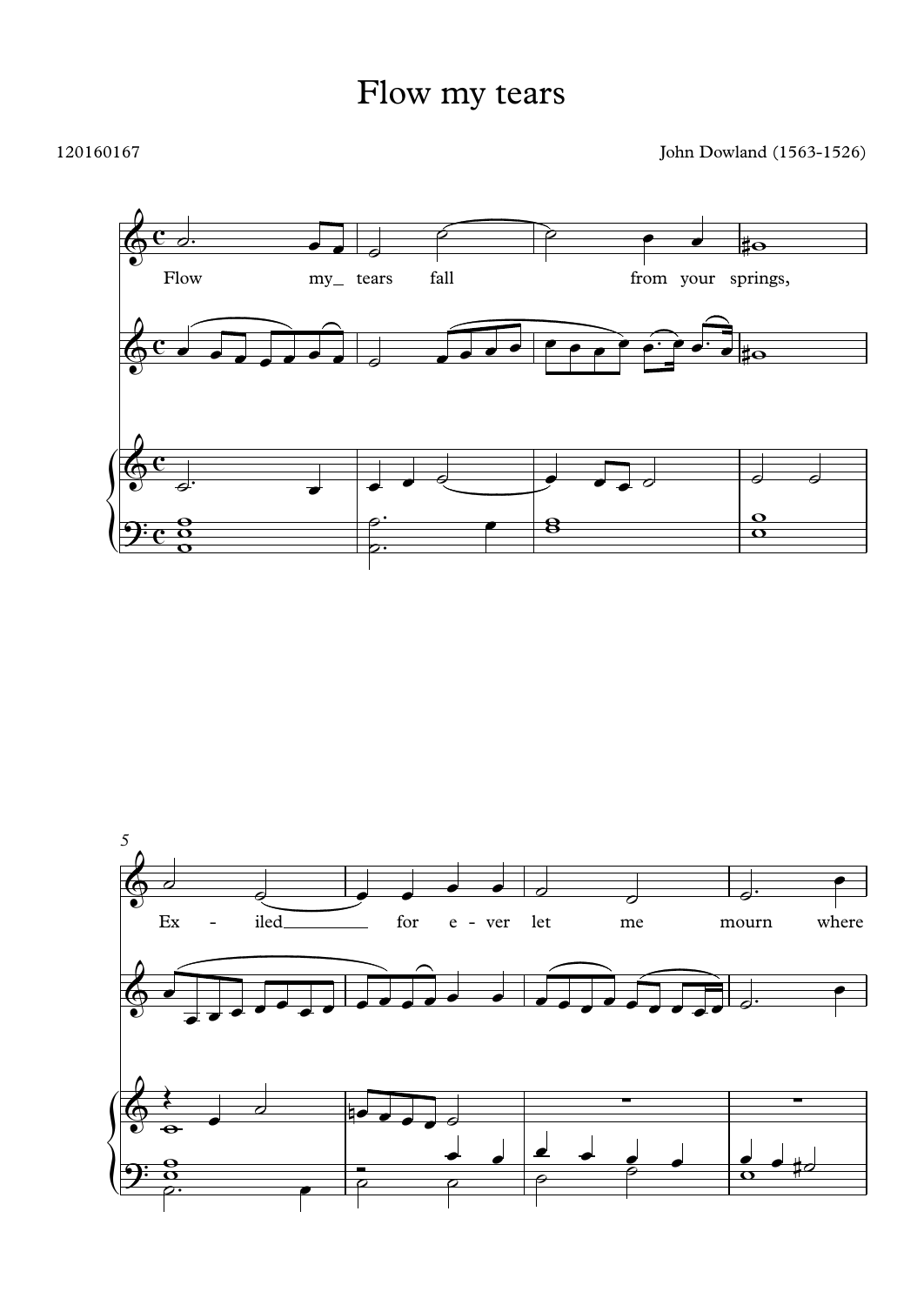# Flow my tears

120160167

John Dowland (1563-1526)

Flow my_ tears fall from your springs,

Ex - iled for e - ver let me mourn where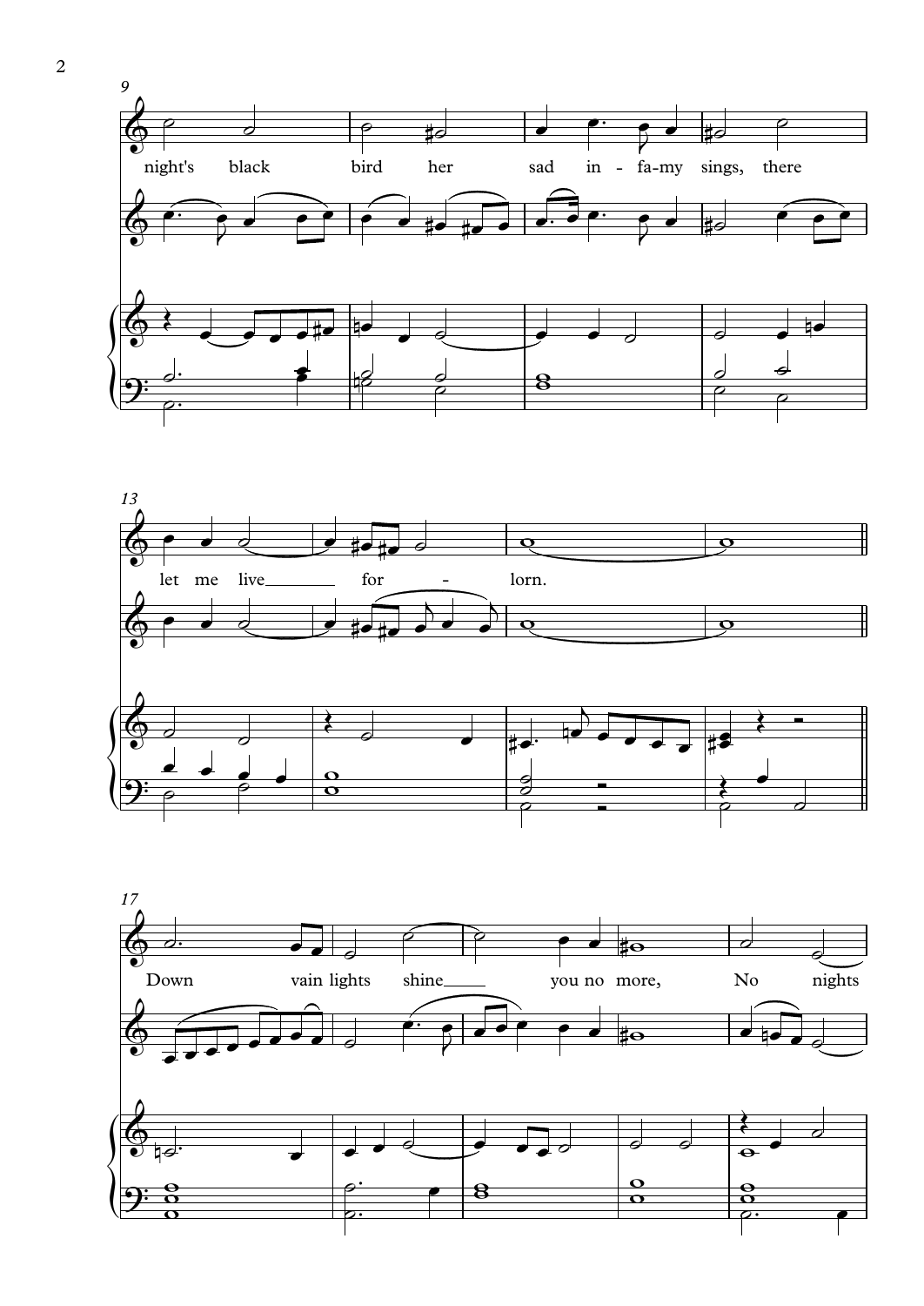9

night's black bird her sad in - fa-my sings, there

13

let me live for - lorn.

17

Down vain lights shine you no more, No nights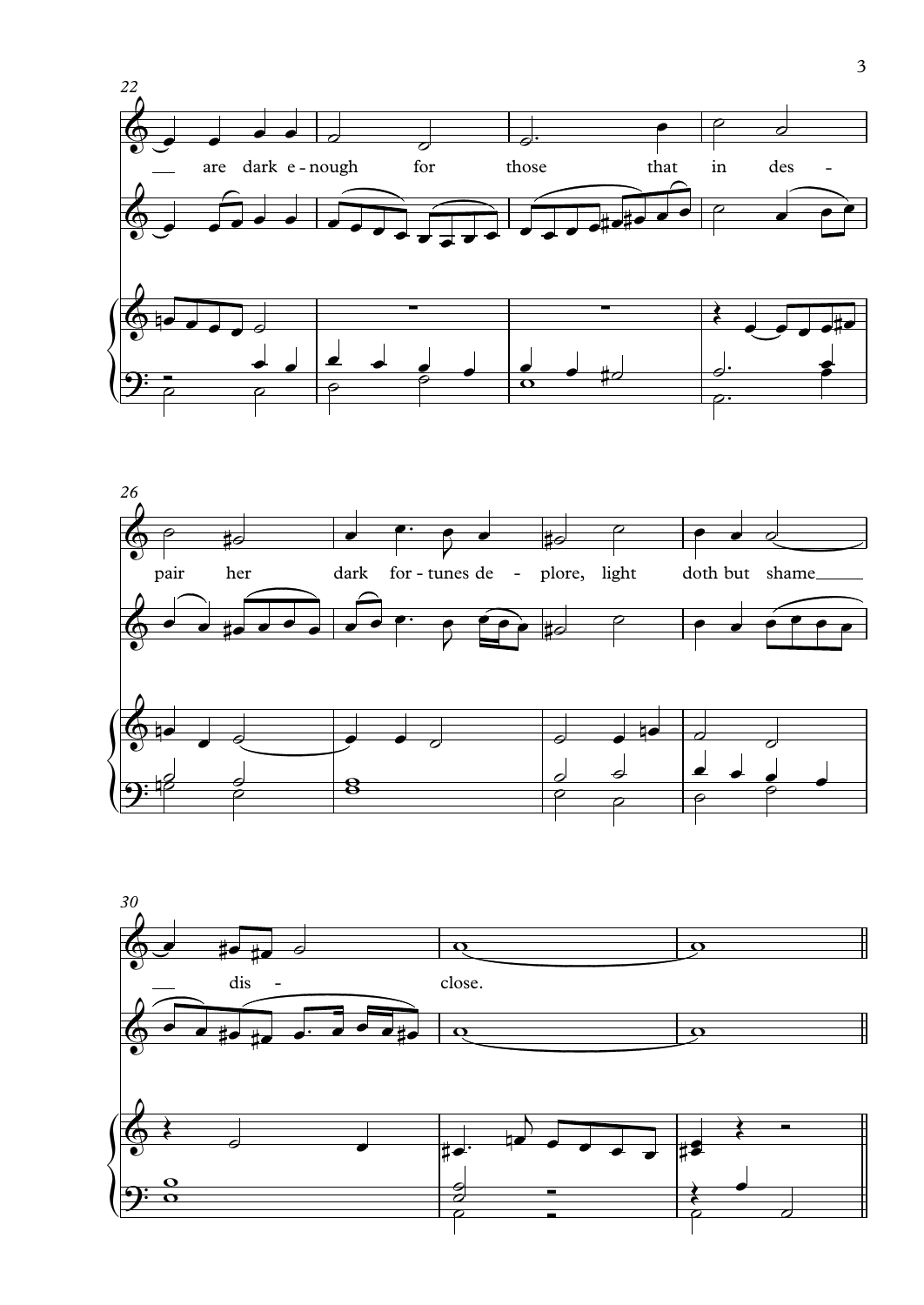22

are dark e - nough for those that in des -

26

pair her dark for - tunes de - plore, light doth but shame

30

dis - close.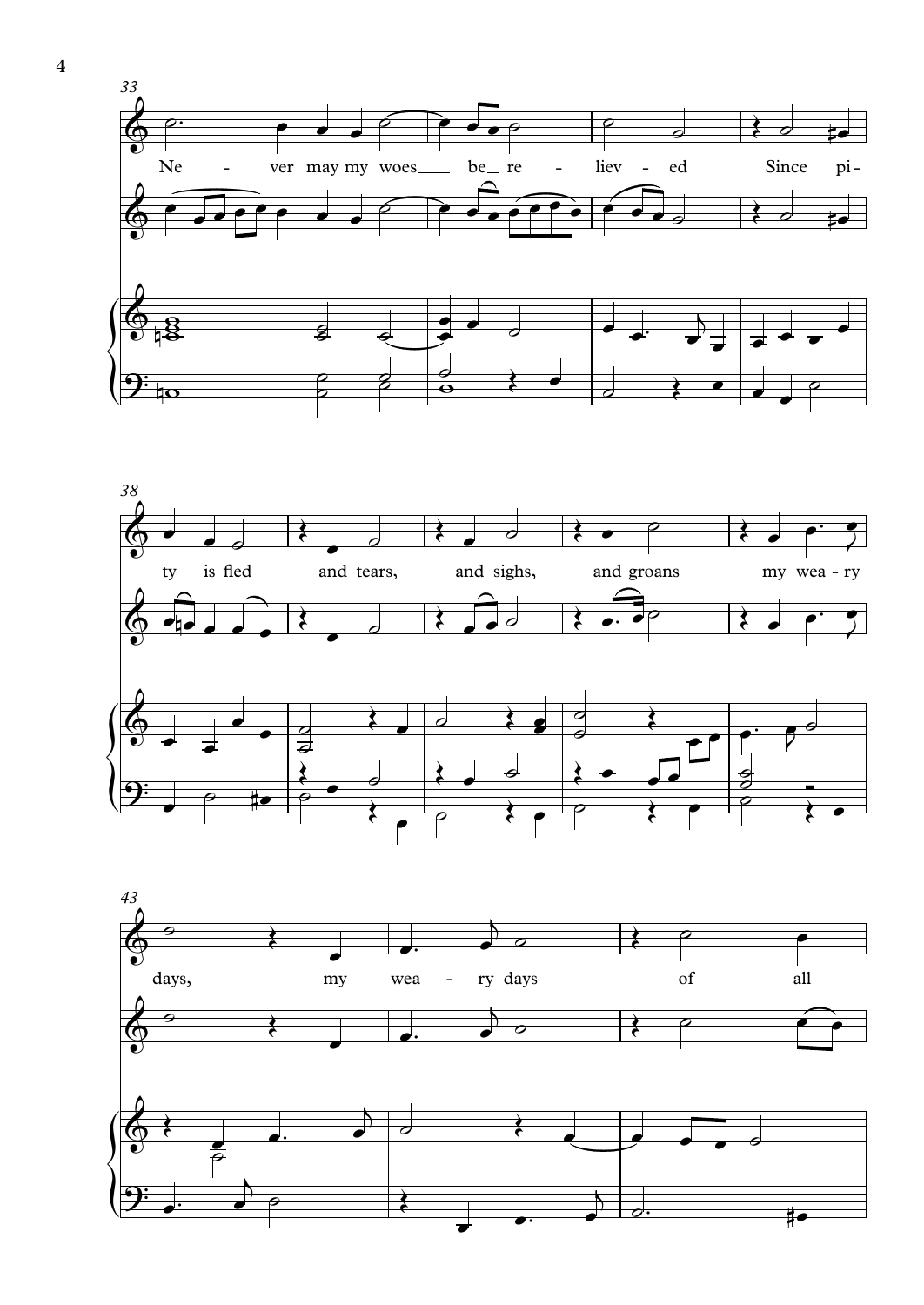33

Ne - ver may my woes___ be_ re - liev - ed Since pi-

38

ty is fled and tears, and sighs, and groans my wea - ry

43

days, my wea - ry days of all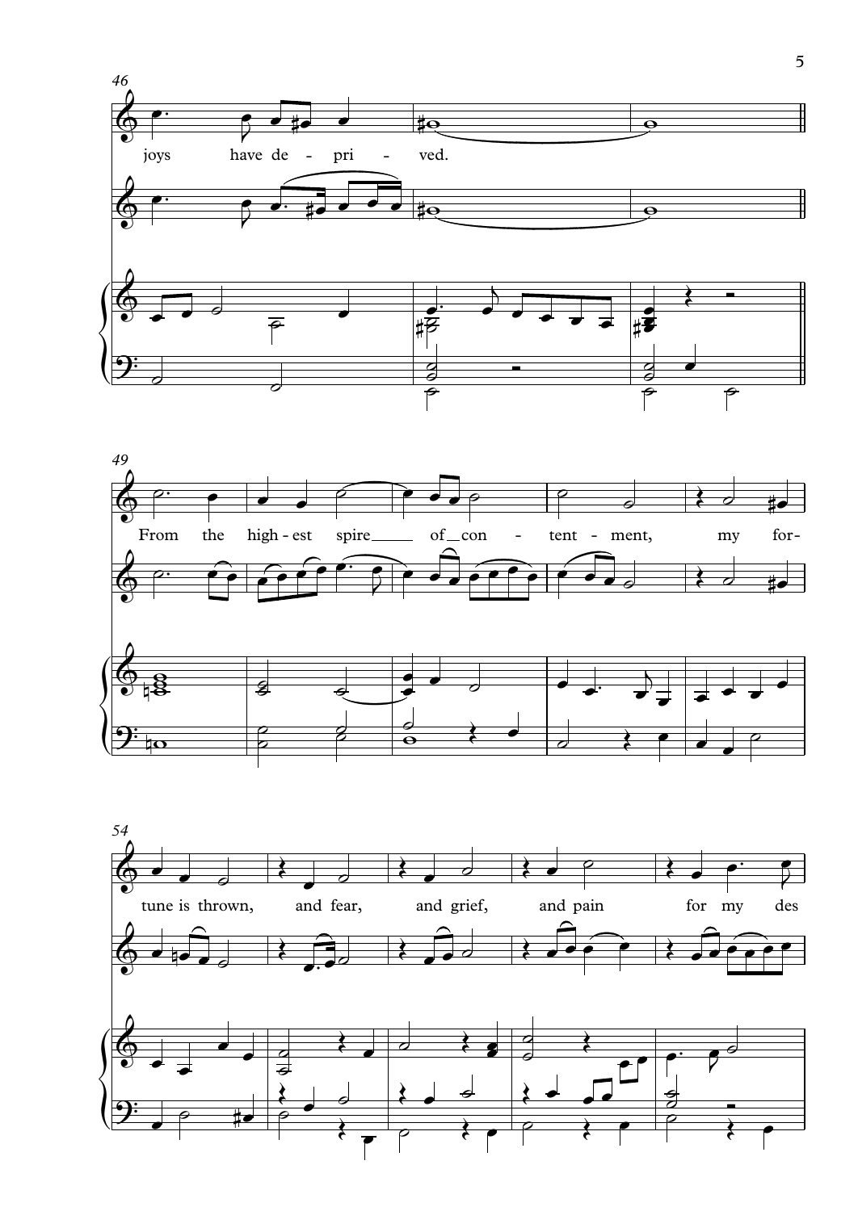46

joys have de - pri - ved.

49

From the high - est spire of con - tent - ment, my for-

54

tune is thrown, and fear, and grief, and pain for my des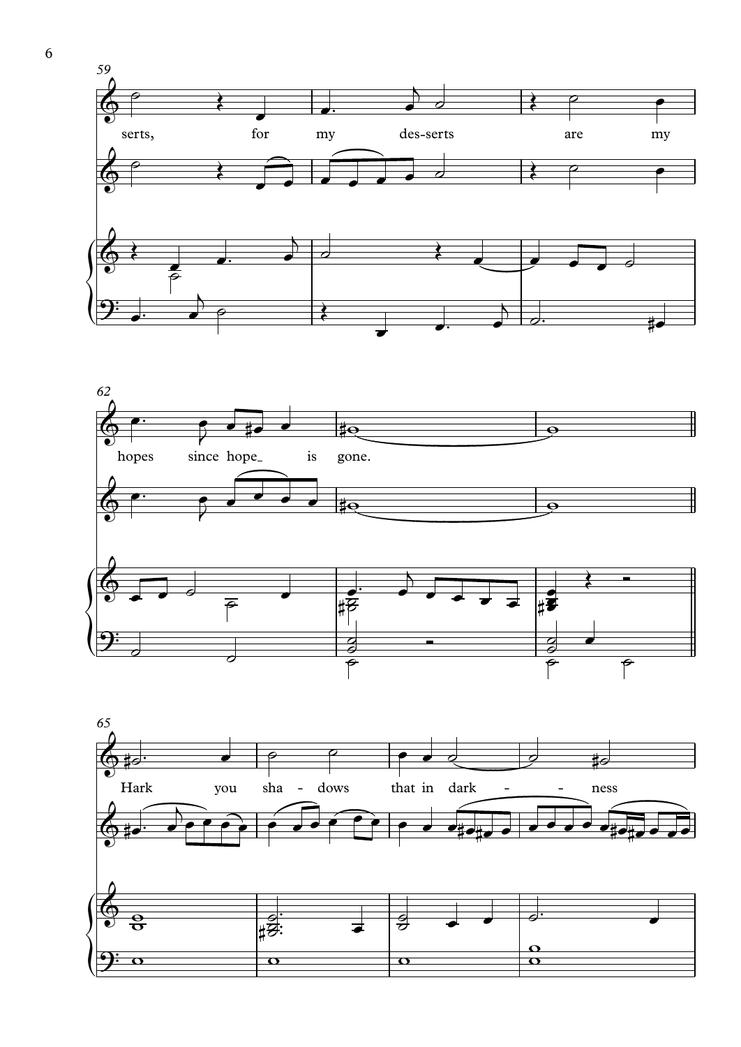59

serts, for my des-serts are my

62

hopes since hope_ is gone.

65

Hark you sha - dows that in dark - - ness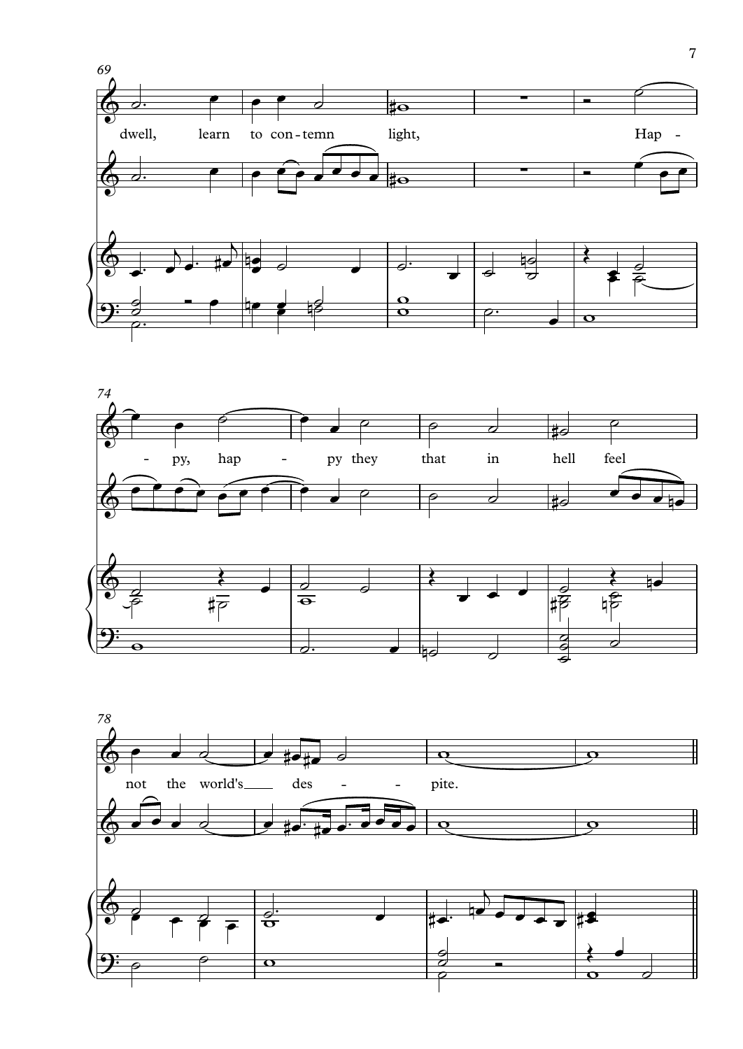69

dwell, learn to con - temn light, Hap -

74

- py, hap - py they that in hell feel

78

not the world's des - - pite.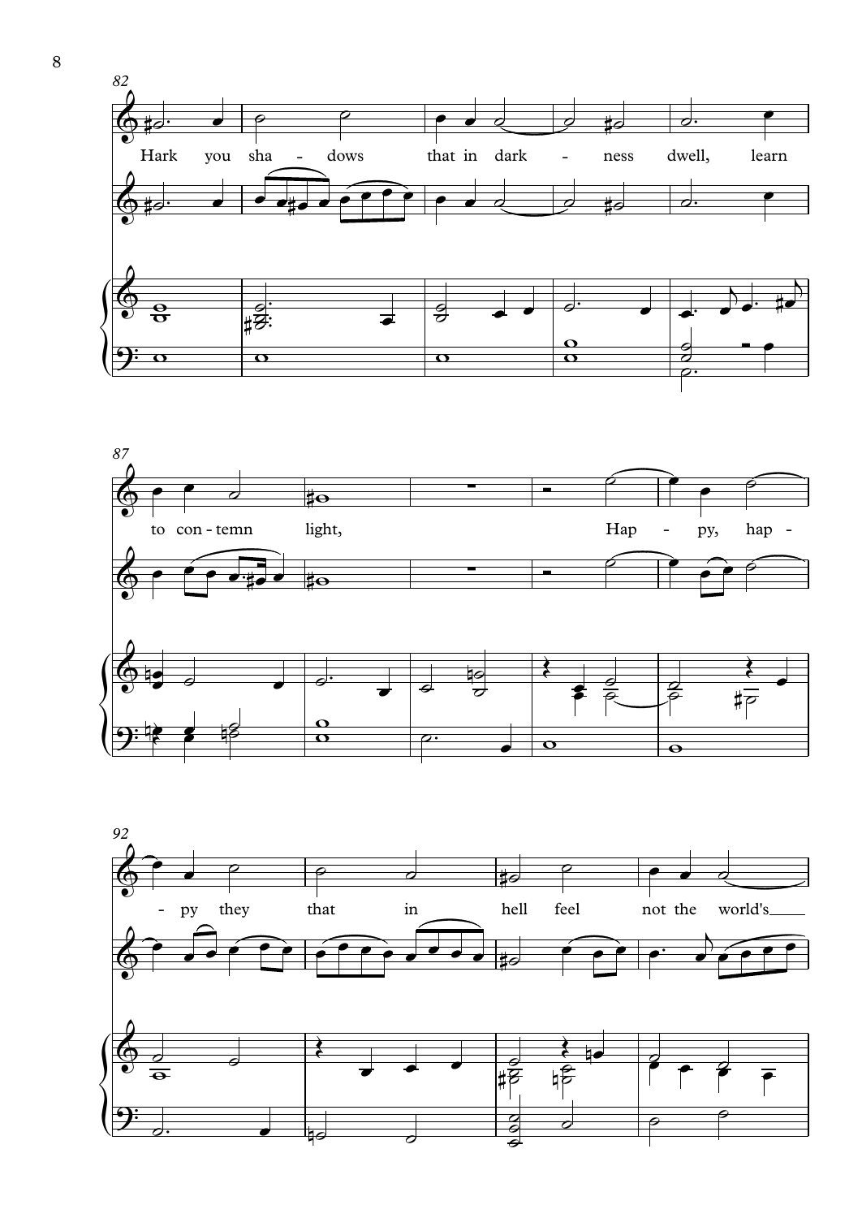82

Hark you sha - dows that in dark - ness dwell, learn

87

to con - temn light, Hap - py, hap -

92

- py they that in hell feel not the world's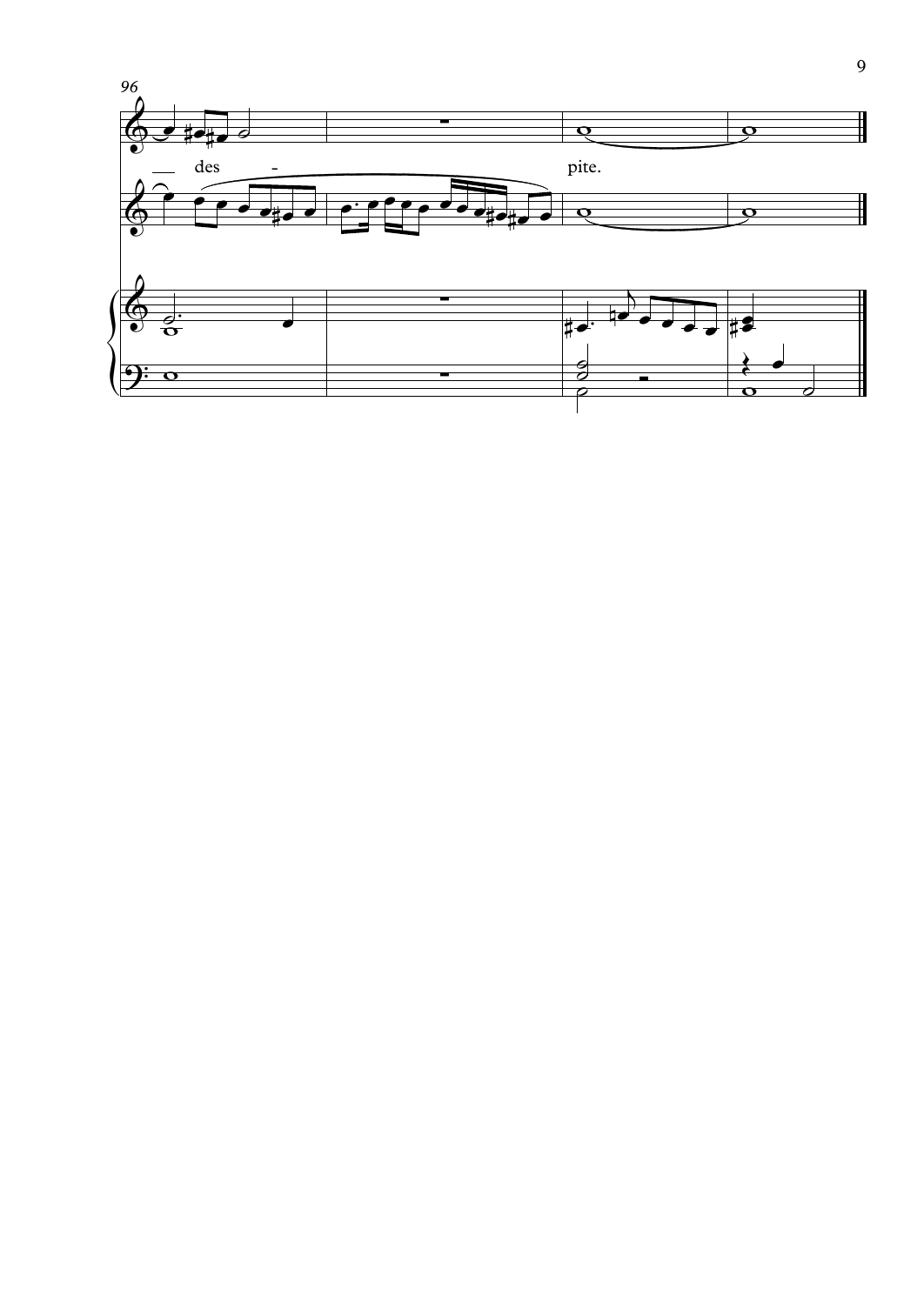96

des - pite.